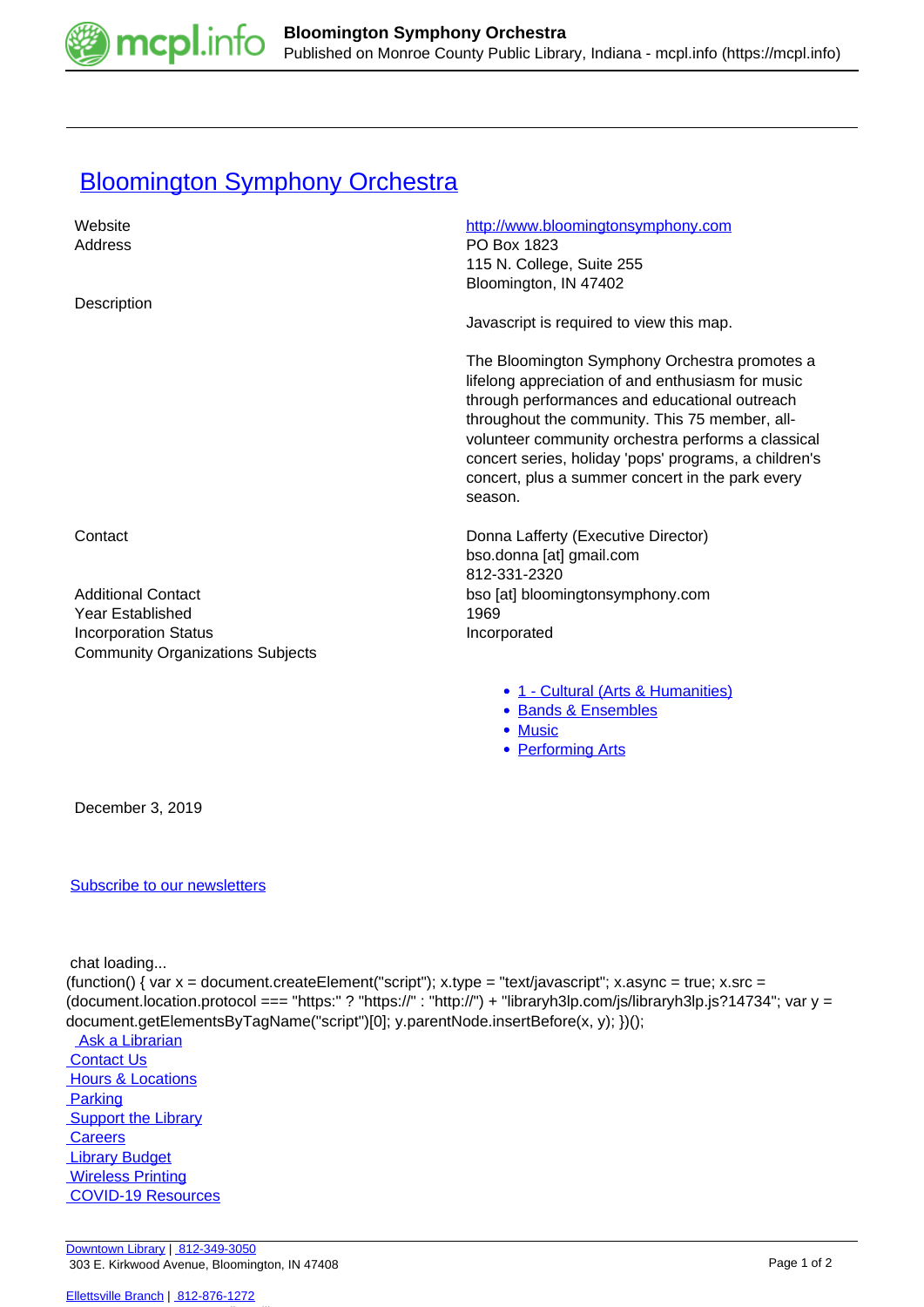# Bloomington Symphony Orchestra

| | |
|---|---|
| Website | http://www.bloomingtonsymphony.com |
| Address | PO Box 1823<br>115 N. College, Suite 255<br>Bloomington, IN 47402 |
| Description | Javascript is required to view this map.<br><br>The Bloomington Symphony Orchestra promotes a lifelong appreciation of and enthusiasm for music through performances and educational outreach throughout the community. This 75 member, all-volunteer community orchestra performs a classical concert series, holiday 'pops' programs, a children's concert, plus a summer concert in the park every season. |
| Contact | Donna Lafferty (Executive Director)<br>bso.donna [at] gmail.com<br>812-331-2320 |
| Additional Contact | bso [at] bloomingtonsymphony.com |
| Year Established | 1969 |
| Incorporation Status | Incorporated |
| Community Organizations Subjects | |

- 1 - Cultural (Arts & Humanities)
- Bands & Ensembles
- Music
- Performing Arts

December 3, 2019

Subscribe to our newsletters

chat loading...

```
(function() { var x = document.createElement("script"); x.type = "text/javascript"; x.async = true; x.src = (document.location.protocol === "https:" ? "https://" : "http://") + "libraryh3lp.com/js/libraryh3lp.js?14734"; var y = document.getElementsByTagName("script")[0]; y.parentNode.insertBefore(x, y); })();
```

Ask a Librarian
Contact Us
Hours & Locations
Parking
Support the Library
Careers
Library Budget
Wireless Printing
COVID-19 Resources

Downtown Library | 812-349-3050
303 E. Kirkwood Avenue, Bloomington, IN 47408

Ellettsville Branch | 812-876-1272